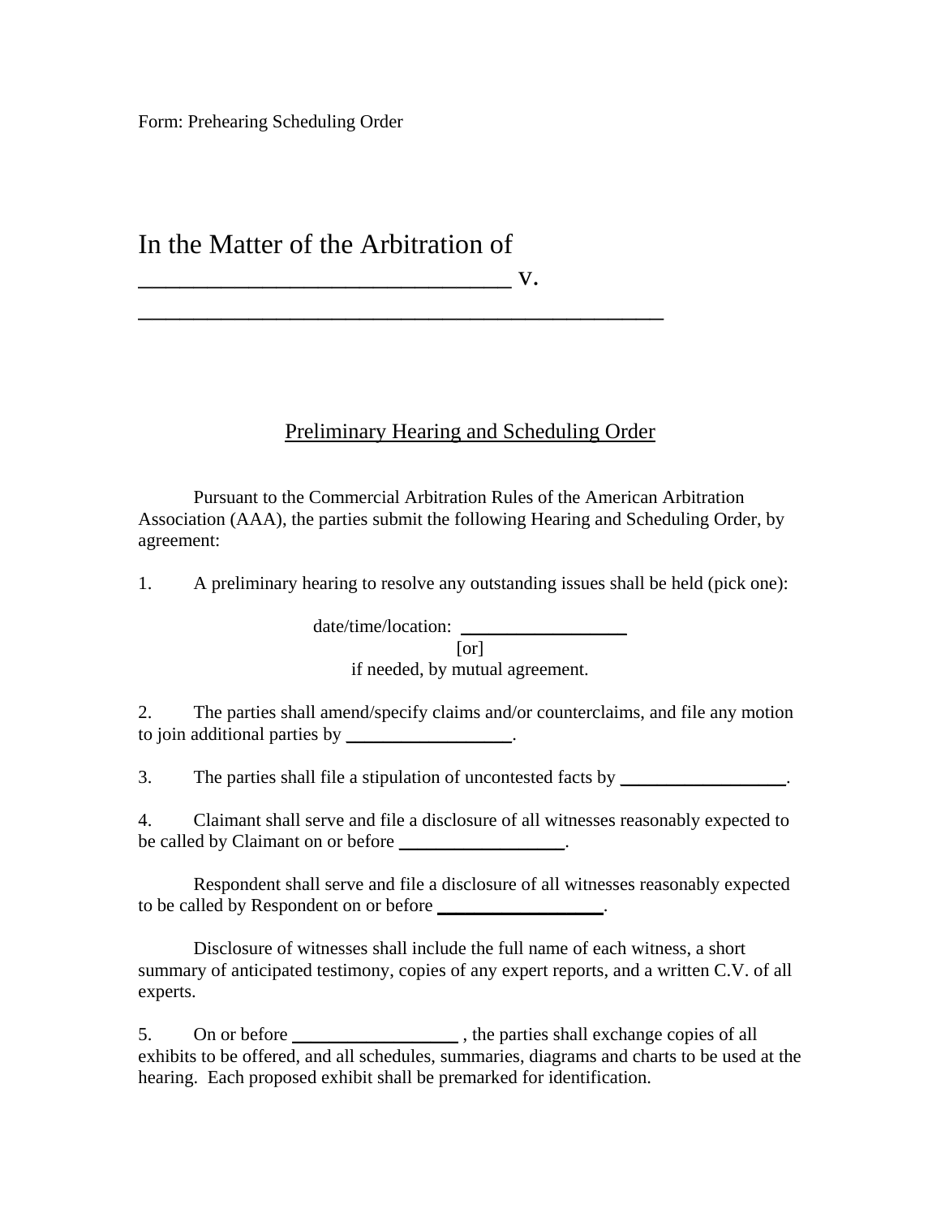Form: Prehearing Scheduling Order

# In the Matter of the Arbitration of

## ________________________________ v.

## ____________________________________________

## Preliminary Hearing and Scheduling Order

Pursuant to the Commercial Arbitration Rules of the American Arbitration Association (AAA), the parties submit the following Hearing and Scheduling Order, by agreement:

1. A preliminary hearing to resolve any outstanding issues shall be held (pick one):

date/time/location: __________________

[or]

if needed, by mutual agreement.

2. The parties shall amend/specify claims and/or counterclaims, and file any motion to join additional parties by __________________.

3. The parties shall file a stipulation of uncontested facts by __________________.

4. Claimant shall serve and file a disclosure of all witnesses reasonably expected to be called by Claimant on or before __________________.

Respondent shall serve and file a disclosure of all witnesses reasonably expected to be called by Respondent on or before __________________.

Disclosure of witnesses shall include the full name of each witness, a short summary of anticipated testimony, copies of any expert reports, and a written C.V. of all experts.

5. On or before __________________ , the parties shall exchange copies of all exhibits to be offered, and all schedules, summaries, diagrams and charts to be used at the hearing. Each proposed exhibit shall be premarked for identification.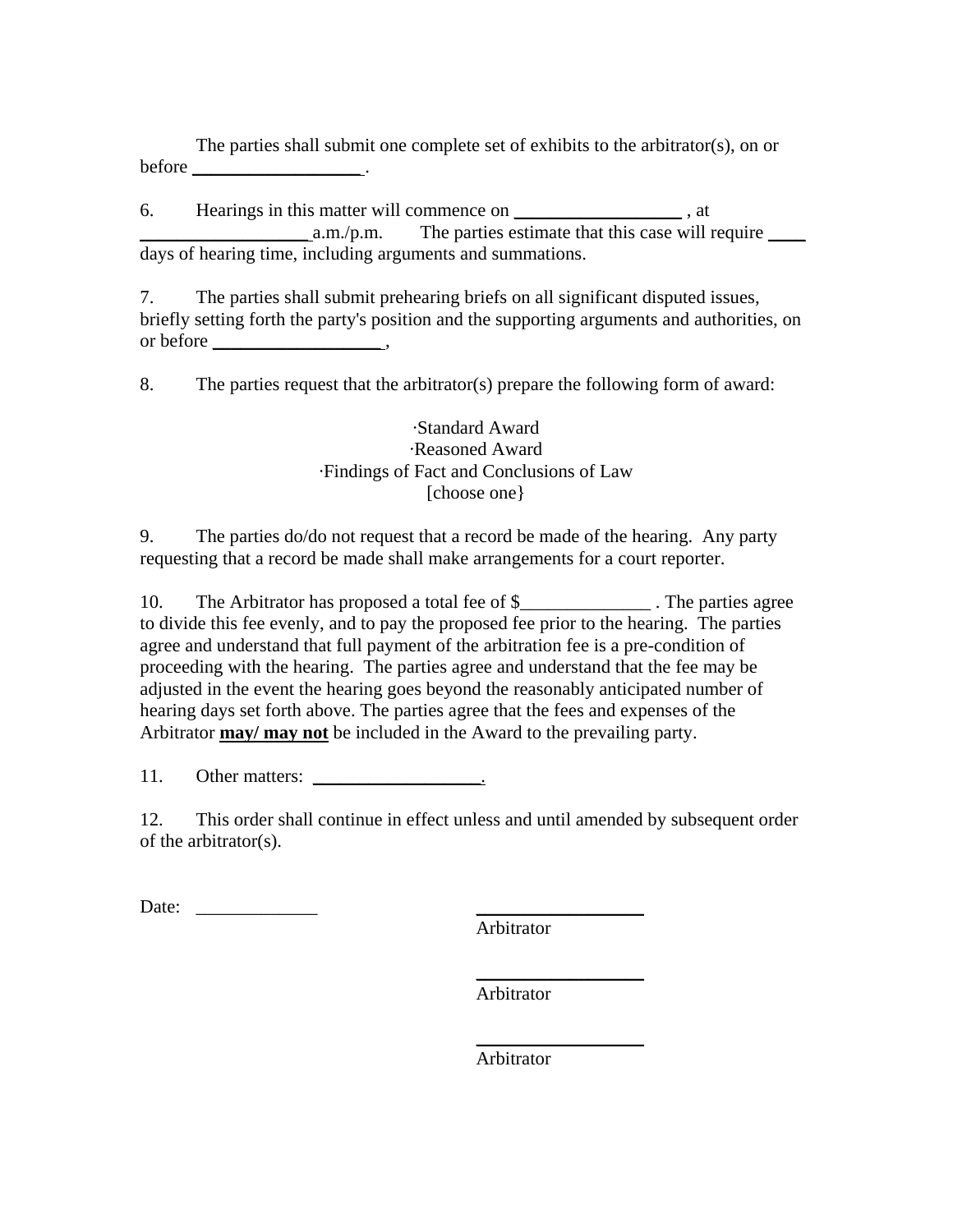The parties shall submit one complete set of exhibits to the arbitrator(s), on or before ___________________ .

6. Hearings in this matter will commence on ___________________ , at ___________________ a.m./p.m. The parties estimate that this case will require ____ days of hearing time, including arguments and summations.

7. The parties shall submit prehearing briefs on all significant disputed issues, briefly setting forth the party's position and the supporting arguments and authorities, on or before ___________________,

8. The parties request that the arbitrator(s) prepare the following form of award:

·Standard Award
·Reasoned Award
·Findings of Fact and Conclusions of Law
[choose one}

9. The parties do/do not request that a record be made of the hearing. Any party requesting that a record be made shall make arrangements for a court reporter.

10. The Arbitrator has proposed a total fee of $______________ . The parties agree to divide this fee evenly, and to pay the proposed fee prior to the hearing. The parties agree and understand that full payment of the arbitration fee is a pre-condition of proceeding with the hearing. The parties agree and understand that the fee may be adjusted in the event the hearing goes beyond the reasonably anticipated number of hearing days set forth above. The parties agree that the fees and expenses of the Arbitrator **may/ may not** be included in the Award to the prevailing party.

11. Other matters: ___________________.

12. This order shall continue in effect unless and until amended by subsequent order of the arbitrator(s).

Date: _____________

___________________
Arbitrator

___________________
Arbitrator

___________________
Arbitrator